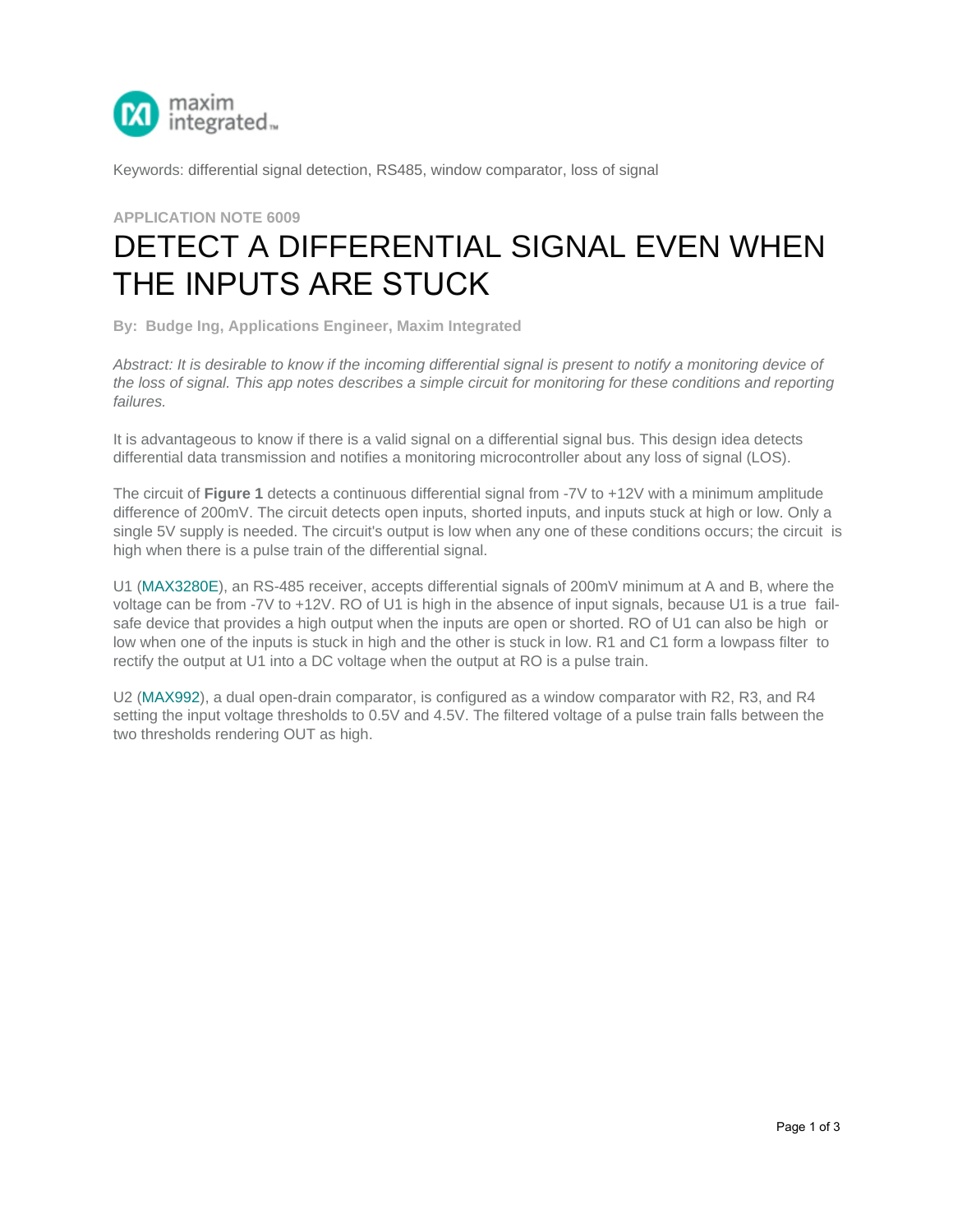maxim integrated

Keywords: differential signal detection, RS485, window comparator, loss of signal

APPLICATION NOTE 6009

# DETECT A DIFFERENTIAL SIGNAL EVEN WHEN THE INPUTS ARE STUCK

**By: Budge Ing, Applications Engineer, Maxim Integrated**

*Abstract: It is desirable to know if the incoming differential signal is present to notify a monitoring device of the loss of signal. This app notes describes a simple circuit for monitoring for these conditions and reporting failures.*

It is advantageous to know if there is a valid signal on a differential signal bus. This design idea detects differential data transmission and notifies a monitoring microcontroller about any loss of signal (LOS).

The circuit of **Figure 1** detects a continuous differential signal from -7V to +12V with a minimum amplitude difference of 200mV. The circuit detects open inputs, shorted inputs, and inputs stuck at high or low. Only a single 5V supply is needed. The circuit's output is low when any one of these conditions occurs; the circuit is high when there is a pulse train of the differential signal.

U1 (MAX3280E), an RS-485 receiver, accepts differential signals of 200mV minimum at A and B, where the voltage can be from -7V to +12V. RO of U1 is high in the absence of input signals, because U1 is a true fail-safe device that provides a high output when the inputs are open or shorted. RO of U1 can also be high or low when one of the inputs is stuck in high and the other is stuck in low. R1 and C1 form a lowpass filter to rectify the output at U1 into a DC voltage when the output at RO is a pulse train.

U2 (MAX992), a dual open-drain comparator, is configured as a window comparator with R2, R3, and R4 setting the input voltage thresholds to 0.5V and 4.5V. The filtered voltage of a pulse train falls between the two thresholds rendering OUT as high.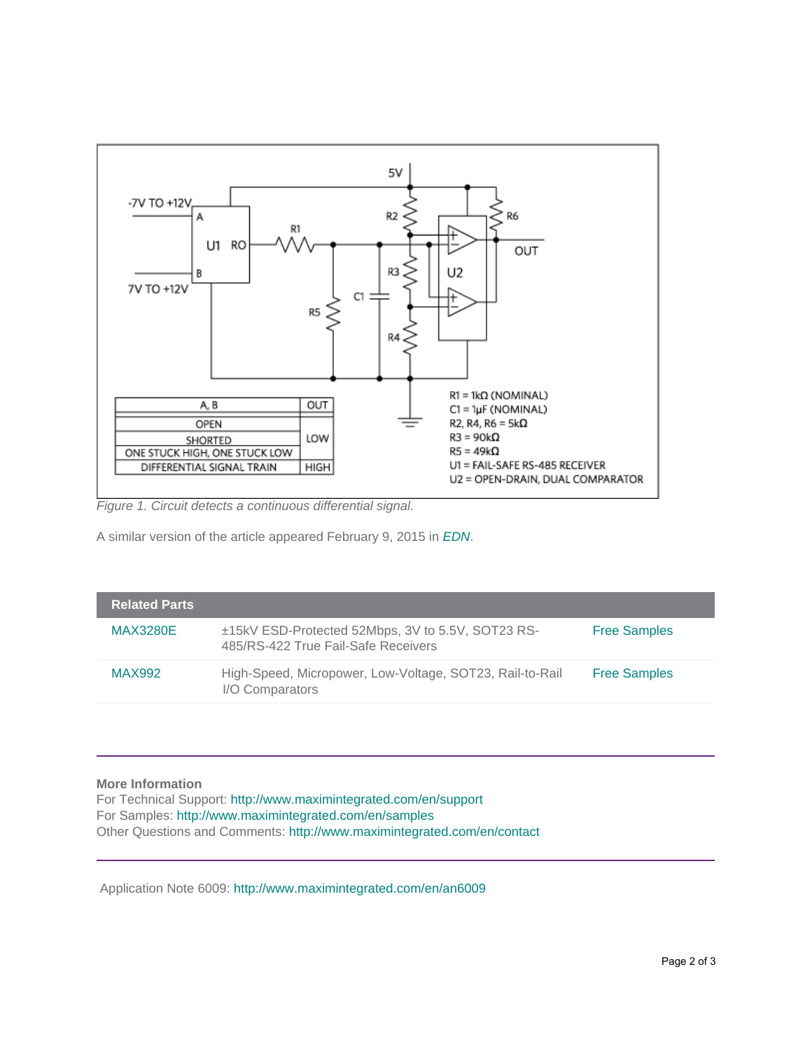| A, B | OUT |
| --- | --- |
| OPEN | LOW |
| SHORTED | LOW |
| ONE STUCK HIGH, ONE STUCK LOW | LOW |
| DIFFERENTIAL SIGNAL TRAIN | HIGH |

R1 = 1kΩ (NOMINAL)
C1 = 1µF (NOMINAL)
R2, R4, R6 = 5kΩ
R3 = 90kΩ
R5 = 49kΩ
U1 = FAIL-SAFE RS-485 RECEIVER
U2 = OPEN-DRAIN, DUAL COMPARATOR

*Figure 1. Circuit detects a continuous differential signal.*

A similar version of the article appeared February 9, 2015 in *EDN*.

| Related Parts | | |
| --- | --- | --- |
| MAX3280E | ±15kV ESD-Protected 52Mbps, 3V to 5.5V, SOT23 RS-485/RS-422 True Fail-Safe Receivers | Free Samples |
| MAX992 | High-Speed, Micropower, Low-Voltage, SOT23, Rail-to-Rail I/O Comparators | Free Samples |

**More Information**
For Technical Support: http://www.maximintegrated.com/en/support
For Samples: http://www.maximintegrated.com/en/samples
Other Questions and Comments: http://www.maximintegrated.com/en/contact

Application Note 6009: http://www.maximintegrated.com/en/an6009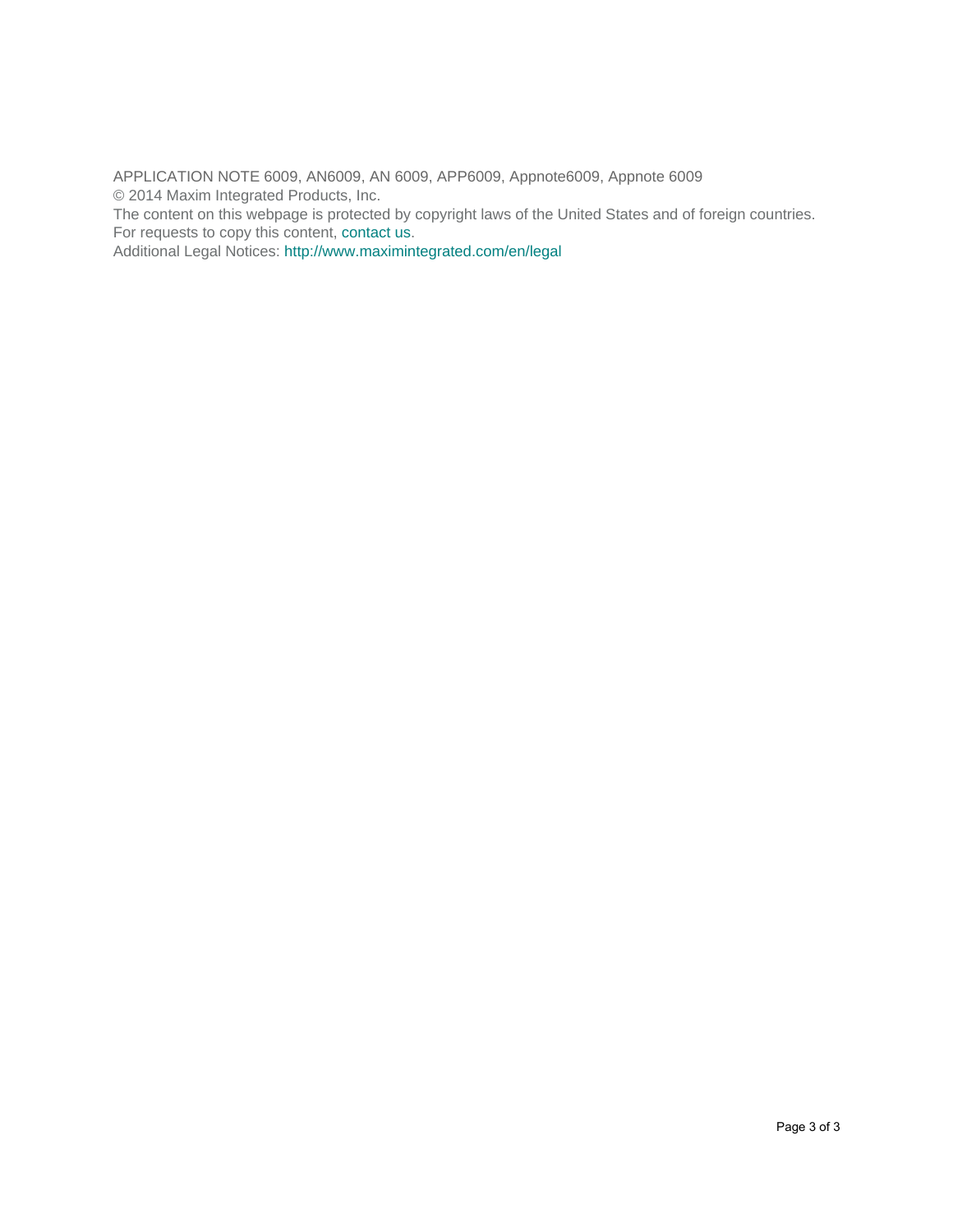APPLICATION NOTE 6009, AN6009, AN 6009, APP6009, Appnote6009, Appnote 6009
© 2014 Maxim Integrated Products, Inc.
The content on this webpage is protected by copyright laws of the United States and of foreign countries.
For requests to copy this content, contact us.
Additional Legal Notices: http://www.maximintegrated.com/en/legal